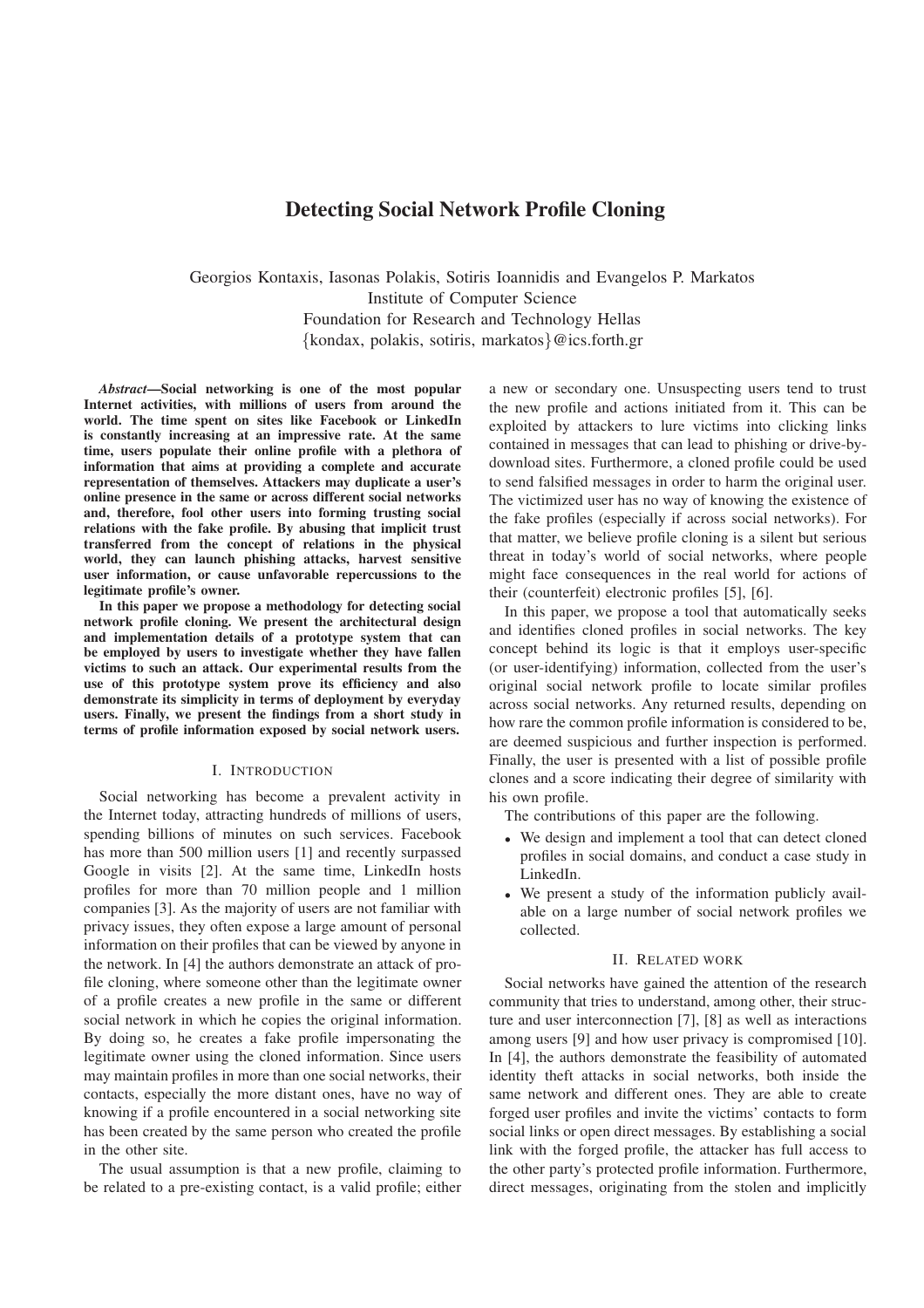# Detecting Social Network Profile Cloning

Georgios Kontaxis, Iasonas Polakis, Sotiris Ioannidis and Evangelos P. Markatos
Institute of Computer Science
Foundation for Research and Technology Hellas
{kondax, polakis, sotiris, markatos}@ics.forth.gr

***Abstract*—Social networking is one of the most popular Internet activities, with millions of users from around the world. The time spent on sites like Facebook or LinkedIn is constantly increasing at an impressive rate. At the same time, users populate their online profile with a plethora of information that aims at providing a complete and accurate representation of themselves. Attackers may duplicate a user's online presence in the same or across different social networks and, therefore, fool other users into forming trusting social relations with the fake profile. By abusing that implicit trust transferred from the concept of relations in the physical world, they can launch phishing attacks, harvest sensitive user information, or cause unfavorable repercussions to the legitimate profile's owner.**

**In this paper we propose a methodology for detecting social network profile cloning. We present the architectural design and implementation details of a prototype system that can be employed by users to investigate whether they have fallen victims to such an attack. Our experimental results from the use of this prototype system prove its efficiency and also demonstrate its simplicity in terms of deployment by everyday users. Finally, we present the findings from a short study in terms of profile information exposed by social network users.**

## I. Introduction

Social networking has become a prevalent activity in the Internet today, attracting hundreds of millions of users, spending billions of minutes on such services. Facebook has more than 500 million users [1] and recently surpassed Google in visits [2]. At the same time, LinkedIn hosts profiles for more than 70 million people and 1 million companies [3]. As the majority of users are not familiar with privacy issues, they often expose a large amount of personal information on their profiles that can be viewed by anyone in the network. In [4] the authors demonstrate an attack of profile cloning, where someone other than the legitimate owner of a profile creates a new profile in the same or different social network in which he copies the original information. By doing so, he creates a fake profile impersonating the legitimate owner using the cloned information. Since users may maintain profiles in more than one social networks, their contacts, especially the more distant ones, have no way of knowing if a profile encountered in a social networking site has been created by the same person who created the profile in the other site.

The usual assumption is that a new profile, claiming to be related to a pre-existing contact, is a valid profile; either a new or secondary one. Unsuspecting users tend to trust the new profile and actions initiated from it. This can be exploited by attackers to lure victims into clicking links contained in messages that can lead to phishing or drive-by-download sites. Furthermore, a cloned profile could be used to send falsified messages in order to harm the original user. The victimized user has no way of knowing the existence of the fake profiles (especially if across social networks). For that matter, we believe profile cloning is a silent but serious threat in today's world of social networks, where people might face consequences in the real world for actions of their (counterfeit) electronic profiles [5], [6].

In this paper, we propose a tool that automatically seeks and identifies cloned profiles in social networks. The key concept behind its logic is that it employs user-specific (or user-identifying) information, collected from the user's original social network profile to locate similar profiles across social networks. Any returned results, depending on how rare the common profile information is considered to be, are deemed suspicious and further inspection is performed. Finally, the user is presented with a list of possible profile clones and a score indicating their degree of similarity with his own profile.

The contributions of this paper are the following.

- We design and implement a tool that can detect cloned profiles in social domains, and conduct a case study in LinkedIn.
- We present a study of the information publicly available on a large number of social network profiles we collected.

## II. Related work

Social networks have gained the attention of the research community that tries to understand, among other, their structure and user interconnection [7], [8] as well as interactions among users [9] and how user privacy is compromised [10]. In [4], the authors demonstrate the feasibility of automated identity theft attacks in social networks, both inside the same network and different ones. They are able to create forged user profiles and invite the victims' contacts to form social links or open direct messages. By establishing a social link with the forged profile, the attacker has full access to the other party's protected profile information. Furthermore, direct messages, originating from the stolen and implicitly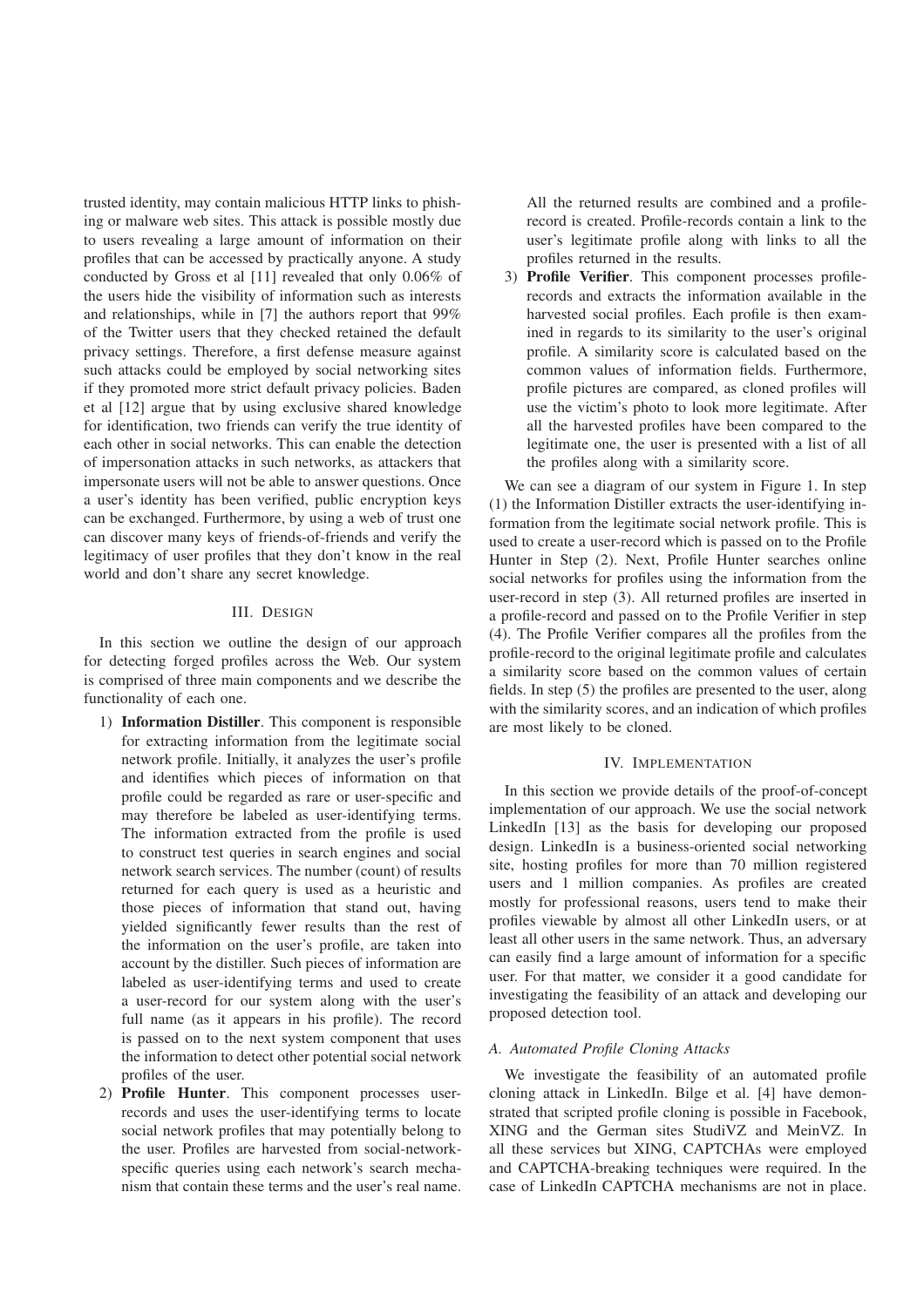trusted identity, may contain malicious HTTP links to phishing or malware web sites. This attack is possible mostly due to users revealing a large amount of information on their profiles that can be accessed by practically anyone. A study conducted by Gross et al [11] revealed that only 0.06% of the users hide the visibility of information such as interests and relationships, while in [7] the authors report that 99% of the Twitter users that they checked retained the default privacy settings. Therefore, a first defense measure against such attacks could be employed by social networking sites if they promoted more strict default privacy policies. Baden et al [12] argue that by using exclusive shared knowledge for identification, two friends can verify the true identity of each other in social networks. This can enable the detection of impersonation attacks in such networks, as attackers that impersonate users will not be able to answer questions. Once a user's identity has been verified, public encryption keys can be exchanged. Furthermore, by using a web of trust one can discover many keys of friends-of-friends and verify the legitimacy of user profiles that they don't know in the real world and don't share any secret knowledge.

## III. Design

In this section we outline the design of our approach for detecting forged profiles across the Web. Our system is comprised of three main components and we describe the functionality of each one.

1) **Information Distiller**. This component is responsible for extracting information from the legitimate social network profile. Initially, it analyzes the user's profile and identifies which pieces of information on that profile could be regarded as rare or user-specific and may therefore be labeled as user-identifying terms. The information extracted from the profile is used to construct test queries in search engines and social network search services. The number (count) of results returned for each query is used as a heuristic and those pieces of information that stand out, having yielded significantly fewer results than the rest of the information on the user's profile, are taken into account by the distiller. Such pieces of information are labeled as user-identifying terms and used to create a user-record for our system along with the user's full name (as it appears in his profile). The record is passed on to the next system component that uses the information to detect other potential social network profiles of the user.
2) **Profile Hunter**. This component processes user-records and uses the user-identifying terms to locate social network profiles that may potentially belong to the user. Profiles are harvested from social-network-specific queries using each network's search mechanism that contain these terms and the user's real name. All the returned results are combined and a profile-record is created. Profile-records contain a link to the user's legitimate profile along with links to all the profiles returned in the results.
3) **Profile Verifier**. This component processes profile-records and extracts the information available in the harvested social profiles. Each profile is then examined in regards to its similarity to the user's original profile. A similarity score is calculated based on the common values of information fields. Furthermore, profile pictures are compared, as cloned profiles will use the victim's photo to look more legitimate. After all the harvested profiles have been compared to the legitimate one, the user is presented with a list of all the profiles along with a similarity score.

We can see a diagram of our system in Figure 1. In step (1) the Information Distiller extracts the user-identifying information from the legitimate social network profile. This is used to create a user-record which is passed on to the Profile Hunter in Step (2). Next, Profile Hunter searches online social networks for profiles using the information from the user-record in step (3). All returned profiles are inserted in a profile-record and passed on to the Profile Verifier in step (4). The Profile Verifier compares all the profiles from the profile-record to the original legitimate profile and calculates a similarity score based on the common values of certain fields. In step (5) the profiles are presented to the user, along with the similarity scores, and an indication of which profiles are most likely to be cloned.

## IV. Implementation

In this section we provide details of the proof-of-concept implementation of our approach. We use the social network LinkedIn [13] as the basis for developing our proposed design. LinkedIn is a business-oriented social networking site, hosting profiles for more than 70 million registered users and 1 million companies. As profiles are created mostly for professional reasons, users tend to make their profiles viewable by almost all other LinkedIn users, or at least all other users in the same network. Thus, an adversary can easily find a large amount of information for a specific user. For that matter, we consider it a good candidate for investigating the feasibility of an attack and developing our proposed detection tool.

### A. Automated Profile Cloning Attacks

We investigate the feasibility of an automated profile cloning attack in LinkedIn. Bilge et al. [4] have demonstrated that scripted profile cloning is possible in Facebook, XING and the German sites StudiVZ and MeinVZ. In all these services but XING, CAPTCHAs were employed and CAPTCHA-breaking techniques were required. In the case of LinkedIn CAPTCHA mechanisms are not in place.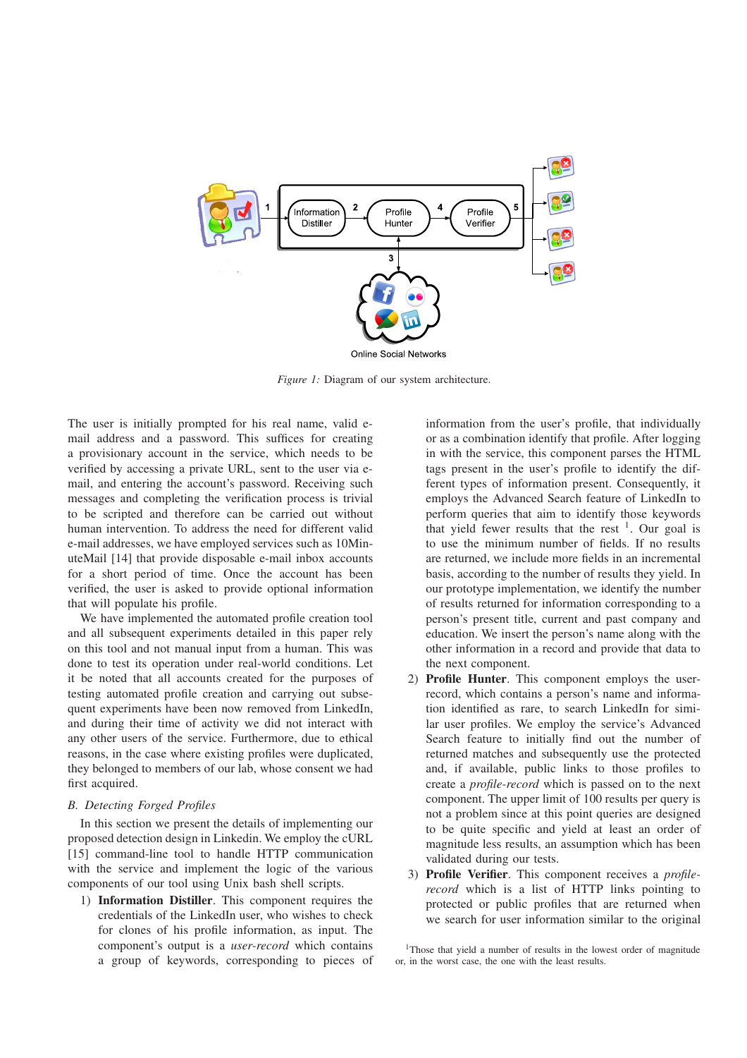Figure 1: Diagram of our system architecture.

The user is initially prompted for his real name, valid e-mail address and a password. This suffices for creating a provisionary account in the service, which needs to be verified by accessing a private URL, sent to the user via e-mail, and entering the account's password. Receiving such messages and completing the verification process is trivial to be scripted and therefore can be carried out without human intervention. To address the need for different valid e-mail addresses, we have employed services such as 10MinuteMail [14] that provide disposable e-mail inbox accounts for a short period of time. Once the account has been verified, the user is asked to provide optional information that will populate his profile.

We have implemented the automated profile creation tool and all subsequent experiments detailed in this paper rely on this tool and not manual input from a human. This was done to test its operation under real-world conditions. Let it be noted that all accounts created for the purposes of testing automated profile creation and carrying out subsequent experiments have been now removed from LinkedIn, and during their time of activity we did not interact with any other users of the service. Furthermore, due to ethical reasons, in the case where existing profiles were duplicated, they belonged to members of our lab, whose consent we had first acquired.

### B. Detecting Forged Profiles

In this section we present the details of implementing our proposed detection design in Linkedin. We employ the cURL [15] command-line tool to handle HTTP communication with the service and implement the logic of the various components of our tool using Unix bash shell scripts.

1) **Information Distiller**. This component requires the credentials of the LinkedIn user, who wishes to check for clones of his profile information, as input. The component's output is a *user-record* which contains a group of keywords, corresponding to pieces of information from the user's profile, that individually or as a combination identify that profile. After logging in with the service, this component parses the HTML tags present in the user's profile to identify the different types of information present. Consequently, it employs the Advanced Search feature of LinkedIn to perform queries that aim to identify those keywords that yield fewer results that the rest [1]. Our goal is to use the minimum number of fields. If no results are returned, we include more fields in an incremental basis, according to the number of results they yield. In our prototype implementation, we identify the number of results returned for information corresponding to a person's present title, current and past company and education. We insert the person's name along with the other information in a record and provide that data to the next component.
2) **Profile Hunter**. This component employs the user-record, which contains a person's name and information identified as rare, to search LinkedIn for similar user profiles. We employ the service's Advanced Search feature to initially find out the number of returned matches and subsequently use the protected and, if available, public links to those profiles to create a *profile-record* which is passed on to the next component. The upper limit of 100 results per query is not a problem since at this point queries are designed to be quite specific and yield at least an order of magnitude less results, an assumption which has been validated during our tests.
3) **Profile Verifier**. This component receives a *profile-record* which is a list of HTTP links pointing to protected or public profiles that are returned when we search for user information similar to the original

[1]Those that yield a number of results in the lowest order of magnitude or, in the worst case, the one with the least results.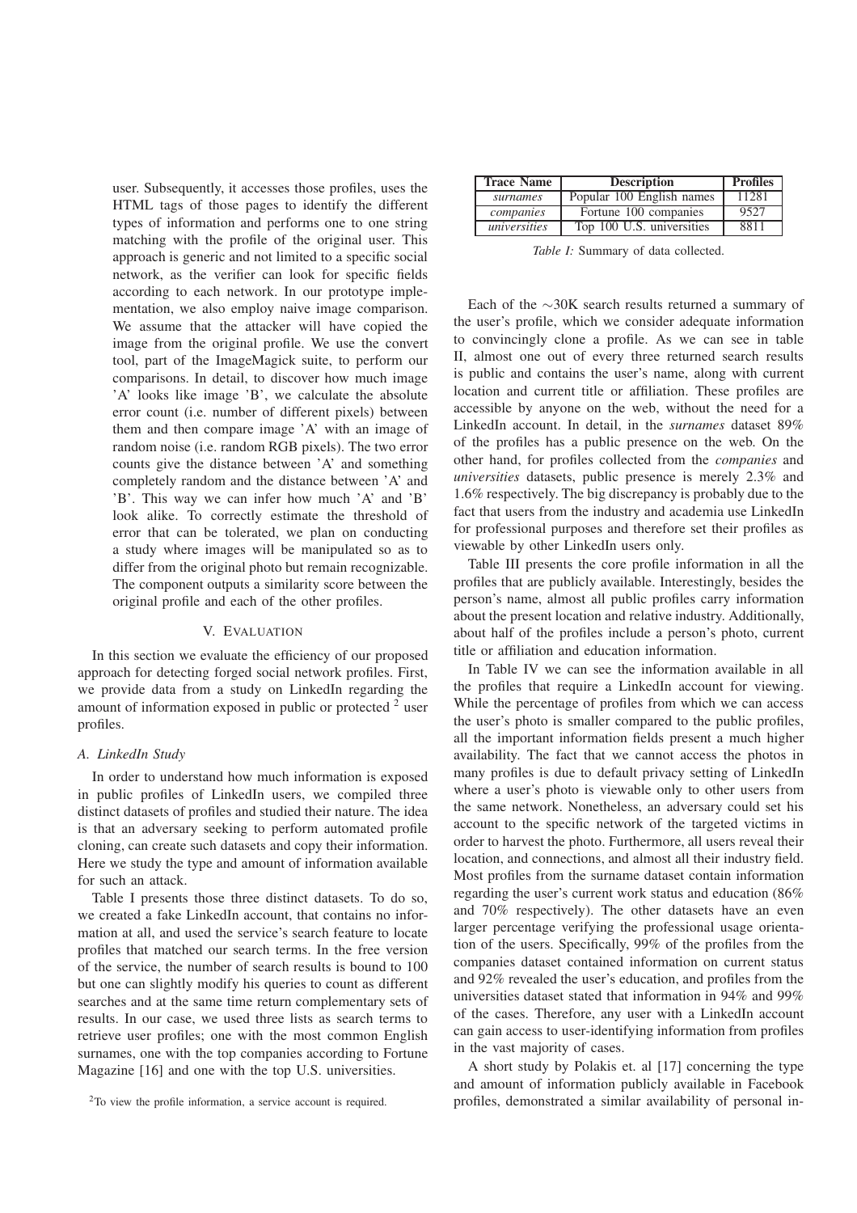user. Subsequently, it accesses those profiles, uses the HTML tags of those pages to identify the different types of information and performs one to one string matching with the profile of the original user. This approach is generic and not limited to a specific social network, as the verifier can look for specific fields according to each network. In our prototype implementation, we also employ naive image comparison. We assume that the attacker will have copied the image from the original profile. We use the convert tool, part of the ImageMagick suite, to perform our comparisons. In detail, to discover how much image 'A' looks like image 'B', we calculate the absolute error count (i.e. number of different pixels) between them and then compare image 'A' with an image of random noise (i.e. random RGB pixels). The two error counts give the distance between 'A' and something completely random and the distance between 'A' and 'B'. This way we can infer how much 'A' and 'B' look alike. To correctly estimate the threshold of error that can be tolerated, we plan on conducting a study where images will be manipulated so as to differ from the original photo but remain recognizable. The component outputs a similarity score between the original profile and each of the other profiles.

## V. Evaluation

In this section we evaluate the efficiency of our proposed approach for detecting forged social network profiles. First, we provide data from a study on LinkedIn regarding the amount of information exposed in public or protected [2] user profiles.

### A. LinkedIn Study

In order to understand how much information is exposed in public profiles of LinkedIn users, we compiled three distinct datasets of profiles and studied their nature. The idea is that an adversary seeking to perform automated profile cloning, can create such datasets and copy their information. Here we study the type and amount of information available for such an attack.

Table I presents those three distinct datasets. To do so, we created a fake LinkedIn account, that contains no information at all, and used the service's search feature to locate profiles that matched our search terms. In the free version of the service, the number of search results is bound to 100 but one can slightly modify his queries to count as different searches and at the same time return complementary sets of results. In our case, we used three lists as search terms to retrieve user profiles; one with the most common English surnames, one with the top companies according to Fortune Magazine [16] and one with the top U.S. universities.

[2] To view the profile information, a service account is required.

| Trace Name | Description | Profiles |
|---|---|---|
| *surnames* | Popular 100 English names | 11281 |
| *companies* | Fortune 100 companies | 9527 |
| *universities* | Top 100 U.S. universities | 8811 |

*Table I:* Summary of data collected.

Each of the ∼30K search results returned a summary of the user's profile, which we consider adequate information to convincingly clone a profile. As we can see in table II, almost one out of every three returned search results is public and contains the user's name, along with current location and current title or affiliation. These profiles are accessible by anyone on the web, without the need for a LinkedIn account. In detail, in the *surnames* dataset 89% of the profiles has a public presence on the web. On the other hand, for profiles collected from the *companies* and *universities* datasets, public presence is merely 2.3% and 1.6% respectively. The big discrepancy is probably due to the fact that users from the industry and academia use LinkedIn for professional purposes and therefore set their profiles as viewable by other LinkedIn users only.

Table III presents the core profile information in all the profiles that are publicly available. Interestingly, besides the person's name, almost all public profiles carry information about the present location and relative industry. Additionally, about half of the profiles include a person's photo, current title or affiliation and education information.

In Table IV we can see the information available in all the profiles that require a LinkedIn account for viewing. While the percentage of profiles from which we can access the user's photo is smaller compared to the public profiles, all the important information fields present a much higher availability. The fact that we cannot access the photos in many profiles is due to default privacy setting of LinkedIn where a user's photo is viewable only to other users from the same network. Nonetheless, an adversary could set his account to the specific network of the targeted victims in order to harvest the photo. Furthermore, all users reveal their location, and connections, and almost all their industry field. Most profiles from the surname dataset contain information regarding the user's current work status and education (86% and 70% respectively). The other datasets have an even larger percentage verifying the professional usage orientation of the users. Specifically, 99% of the profiles from the companies dataset contained information on current status and 92% revealed the user's education, and profiles from the universities dataset stated that information in 94% and 99% of the cases. Therefore, any user with a LinkedIn account can gain access to user-identifying information from profiles in the vast majority of cases.

A short study by Polakis et. al [17] concerning the type and amount of information publicly available in Facebook profiles, demonstrated a similar availability of personal in-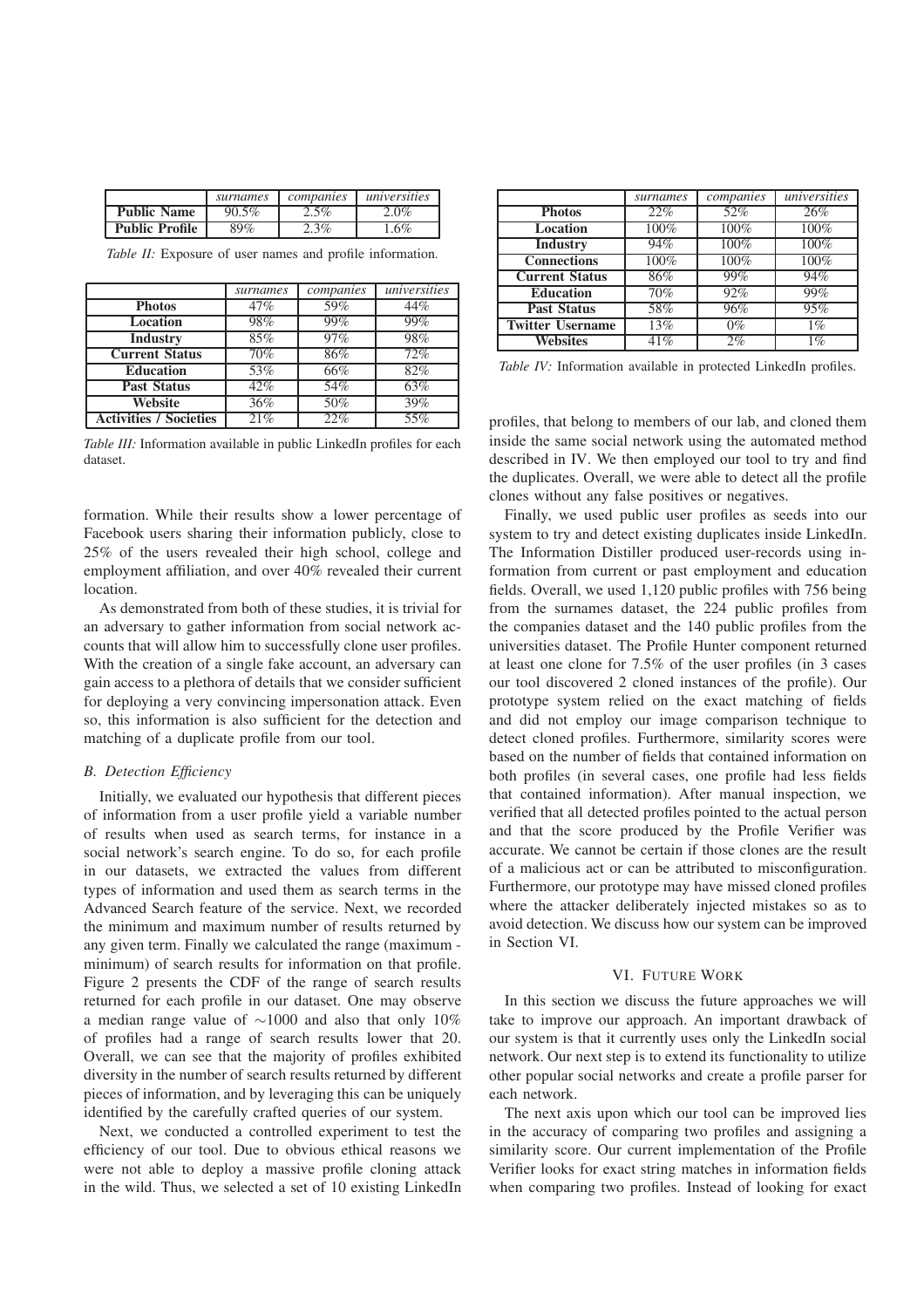|  | *surnames* | *companies* | *universities* |
|---|---|---|---|
| **Public Name** | 90.5% | 2.5% | 2.0% |
| **Public Profile** | 89% | 2.3% | 1.6% |

*Table II:* Exposure of user names and profile information.

|  | *surnames* | *companies* | *universities* |
|---|---|---|---|
| **Photos** | 47% | 59% | 44% |
| **Location** | 98% | 99% | 99% |
| **Industry** | 85% | 97% | 98% |
| **Current Status** | 70% | 86% | 72% |
| **Education** | 53% | 66% | 82% |
| **Past Status** | 42% | 54% | 63% |
| **Website** | 36% | 50% | 39% |
| **Activities / Societies** | 21% | 22% | 55% |

*Table III:* Information available in public LinkedIn profiles for each dataset.

formation. While their results show a lower percentage of Facebook users sharing their information publicly, close to 25% of the users revealed their high school, college and employment affiliation, and over 40% revealed their current location.

As demonstrated from both of these studies, it is trivial for an adversary to gather information from social network accounts that will allow him to successfully clone user profiles. With the creation of a single fake account, an adversary can gain access to a plethora of details that we consider sufficient for deploying a very convincing impersonation attack. Even so, this information is also sufficient for the detection and matching of a duplicate profile from our tool.

### *B. Detection Efficiency*

Initially, we evaluated our hypothesis that different pieces of information from a user profile yield a variable number of results when used as search terms, for instance in a social network's search engine. To do so, for each profile in our datasets, we extracted the values from different types of information and used them as search terms in the Advanced Search feature of the service. Next, we recorded the minimum and maximum number of results returned by any given term. Finally we calculated the range (maximum - minimum) of search results for information on that profile. Figure 2 presents the CDF of the range of search results returned for each profile in our dataset. One may observe a median range value of $\sim$1000 and also that only 10% of profiles had a range of search results lower that 20. Overall, we can see that the majority of profiles exhibited diversity in the number of search results returned by different pieces of information, and by leveraging this can be uniquely identified by the carefully crafted queries of our system.

Next, we conducted a controlled experiment to test the efficiency of our tool. Due to obvious ethical reasons we were not able to deploy a massive profile cloning attack in the wild. Thus, we selected a set of 10 existing LinkedIn

|  | *surnames* | *companies* | *universities* |
|---|---|---|---|
| **Photos** | 22% | 52% | 26% |
| **Location** | 100% | 100% | 100% |
| **Industry** | 94% | 100% | 100% |
| **Connections** | 100% | 100% | 100% |
| **Current Status** | 86% | 99% | 94% |
| **Education** | 70% | 92% | 99% |
| **Past Status** | 58% | 96% | 95% |
| **Twitter Username** | 13% | 0% | 1% |
| **Websites** | 41% | 2% | 1% |

*Table IV:* Information available in protected LinkedIn profiles.

profiles, that belong to members of our lab, and cloned them inside the same social network using the automated method described in IV. We then employed our tool to try and find the duplicates. Overall, we were able to detect all the profile clones without any false positives or negatives.

Finally, we used public user profiles as seeds into our system to try and detect existing duplicates inside LinkedIn. The Information Distiller produced user-records using information from current or past employment and education fields. Overall, we used 1,120 public profiles with 756 being from the surnames dataset, the 224 public profiles from the companies dataset and the 140 public profiles from the universities dataset. The Profile Hunter component returned at least one clone for 7.5% of the user profiles (in 3 cases our tool discovered 2 cloned instances of the profile). Our prototype system relied on the exact matching of fields and did not employ our image comparison technique to detect cloned profiles. Furthermore, similarity scores were based on the number of fields that contained information on both profiles (in several cases, one profile had less fields that contained information). After manual inspection, we verified that all detected profiles pointed to the actual person and that the score produced by the Profile Verifier was accurate. We cannot be certain if those clones are the result of a malicious act or can be attributed to misconfiguration. Furthermore, our prototype may have missed cloned profiles where the attacker deliberately injected mistakes so as to avoid detection. We discuss how our system can be improved in Section VI.

## VI. Future Work

In this section we discuss the future approaches we will take to improve our approach. An important drawback of our system is that it currently uses only the LinkedIn social network. Our next step is to extend its functionality to utilize other popular social networks and create a profile parser for each network.

The next axis upon which our tool can be improved lies in the accuracy of comparing two profiles and assigning a similarity score. Our current implementation of the Profile Verifier looks for exact string matches in information fields when comparing two profiles. Instead of looking for exact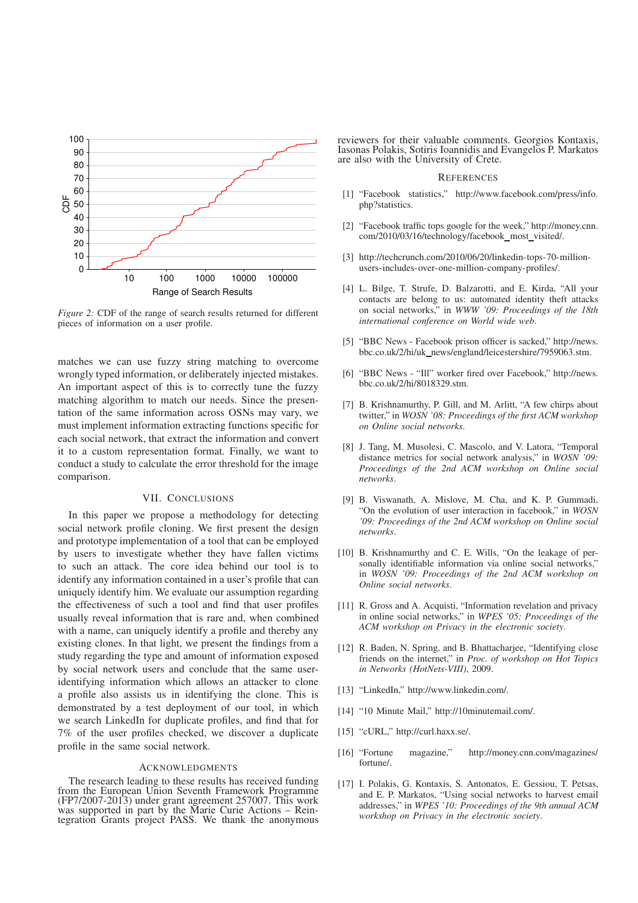100
90
80
70
60
50
40
30
20
10
0

CDF

10 100 1000 10000 100000

Range of Search Results

*Figure 2:* CDF of the range of search results returned for different pieces of information on a user profile.

matches we can use fuzzy string matching to overcome wrongly typed information, or deliberately injected mistakes. An important aspect of this is to correctly tune the fuzzy matching algorithm to match our needs. Since the presentation of the same information across OSNs may vary, we must implement information extracting functions specific for each social network, that extract the information and convert it to a custom representation format. Finally, we want to conduct a study to calculate the error threshold for the image comparison.

## VII. Conclusions

In this paper we propose a methodology for detecting social network profile cloning. We first present the design and prototype implementation of a tool that can be employed by users to investigate whether they have fallen victims to such an attack. The core idea behind our tool is to identify any information contained in a user's profile that can uniquely identify him. We evaluate our assumption regarding the effectiveness of such a tool and find that user profiles usually reveal information that is rare and, when combined with a name, can uniquely identify a profile and thereby any existing clones. In that light, we present the findings from a study regarding the type and amount of information exposed by social network users and conclude that the same user-identifying information which allows an attacker to clone a profile also assists us in identifying the clone. This is demonstrated by a test deployment of our tool, in which we search LinkedIn for duplicate profiles, and find that for 7% of the user profiles checked, we discover a duplicate profile in the same social network.

## Acknowledgments

The research leading to these results has received funding from the European Union Seventh Framework Programme (FP7/2007-2013) under grant agreement 257007. This work was supported in part by the Marie Curie Actions – Reintegration Grants project PASS. We thank the anonymous reviewers for their valuable comments. Georgios Kontaxis, Iasonas Polakis, Sotiris Ioannidis and Evangelos P. Markatos are also with the University of Crete.

## References

[1] "Facebook statistics," http://www.facebook.com/press/info.php?statistics.

[2] "Facebook traffic tops google for the week," http://money.cnn.com/2010/03/16/technology/facebook_most_visited/.

[3] http://techcrunch.com/2010/06/20/linkedin-tops-70-million-users-includes-over-one-million-company-profiles/.

[4] L. Bilge, T. Strufe, D. Balzarotti, and E. Kirda, "All your contacts are belong to us: automated identity theft attacks on social networks," in *WWW '09: Proceedings of the 18th international conference on World wide web*.

[5] "BBC News - Facebook prison officer is sacked," http://news.bbc.co.uk/2/hi/uk_news/england/leicestershire/7959063.stm.

[6] "BBC News - "Ill" worker fired over Facebook," http://news.bbc.co.uk/2/hi/8018329.stm.

[7] B. Krishnamurthy, P. Gill, and M. Arlitt, "A few chirps about twitter," in *WOSN '08: Proceedings of the first ACM workshop on Online social networks*.

[8] J. Tang, M. Musolesi, C. Mascolo, and V. Latora, "Temporal distance metrics for social network analysis," in *WOSN '09: Proceedings of the 2nd ACM workshop on Online social networks*.

[9] B. Viswanath, A. Mislove, M. Cha, and K. P. Gummadi, "On the evolution of user interaction in facebook," in *WOSN '09: Proceedings of the 2nd ACM workshop on Online social networks*.

[10] B. Krishnamurthy and C. E. Wills, "On the leakage of personally identifiable information via online social networks," in *WOSN '09: Proceedings of the 2nd ACM workshop on Online social networks*.

[11] R. Gross and A. Acquisti, "Information revelation and privacy in online social networks," in *WPES '05: Proceedings of the ACM workshop on Privacy in the electronic society*.

[12] R. Baden, N. Spring, and B. Bhattacharjee, "Identifying close friends on the internet," in *Proc. of workshop on Hot Topics in Networks (HotNets-VIII)*, 2009.

[13] "LinkedIn," http://www.linkedin.com/.

[14] "10 Minute Mail," http://10minutemail.com/.

[15] "cURL," http://curl.haxx.se/.

[16] "Fortune magazine," http://money.cnn.com/magazines/fortune/.

[17] I. Polakis, G. Kontaxis, S. Antonatos, E. Gessiou, T. Petsas, and E. P. Markatos, "Using social networks to harvest email addresses," in *WPES '10: Proceedings of the 9th annual ACM workshop on Privacy in the electronic society*.